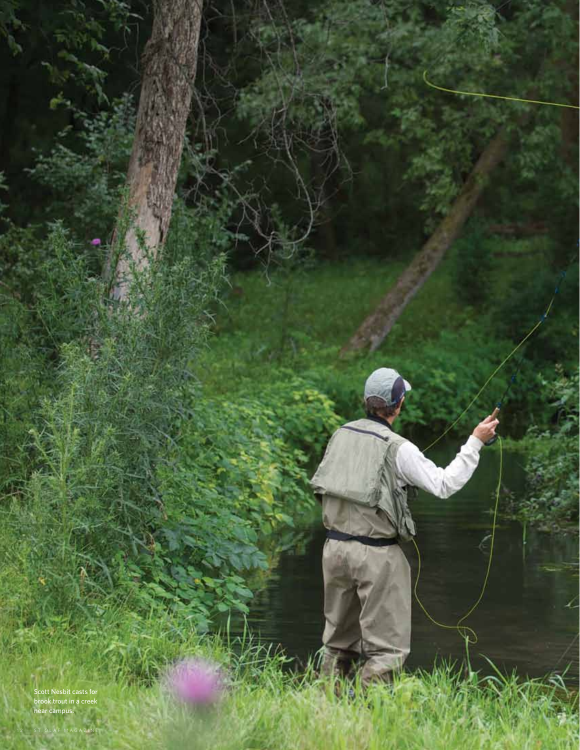Scott Nesbit casts for brook trout in a creek near campus.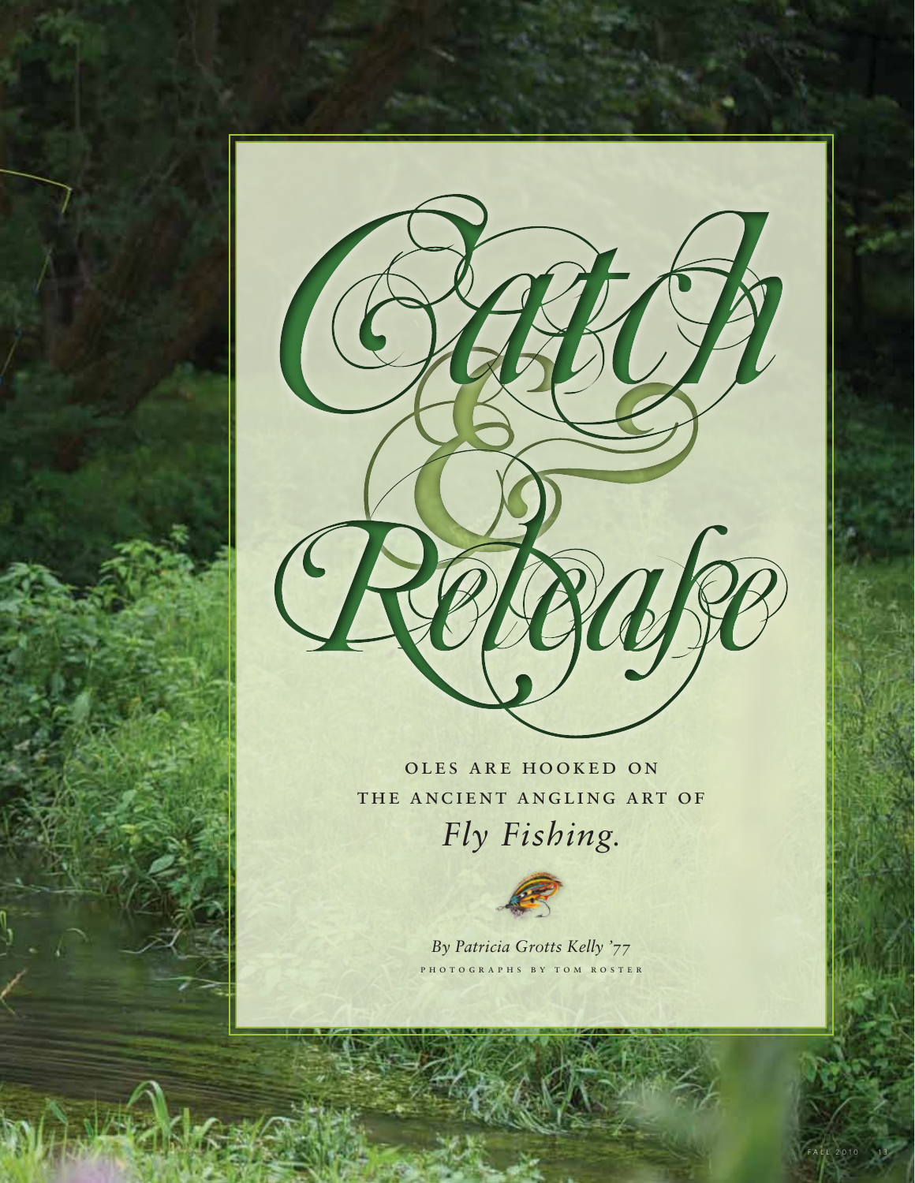# Catch & Release

OLES ARE HOOKED ON THE ANCIENT ANGLING ART OF *Fly Fishing.*

*By Patricia Grotts Kelly '77*

PHOTOGRAPHS BY TOM ROSTER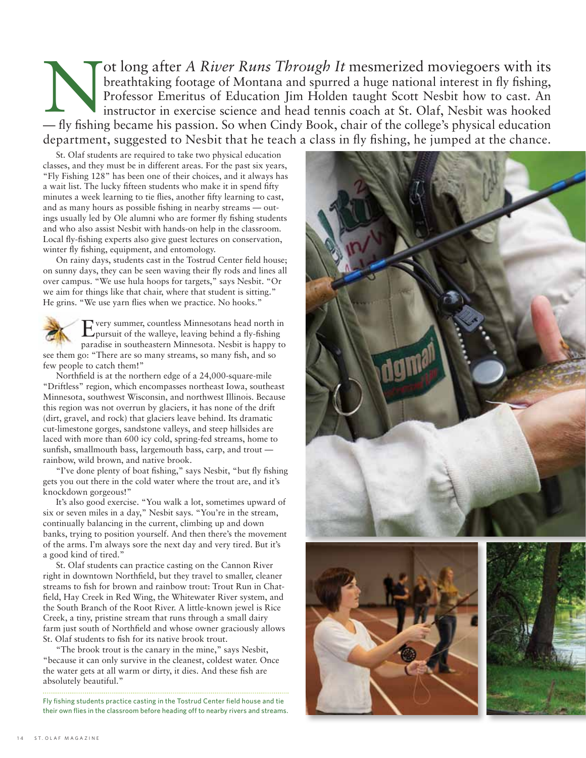Not long after *A River Runs Through It* mesmerized moviegoers with its breathtaking footage of Montana and spurred a huge national interest in fly fishing, Professor Emeritus of Education Jim Holden taught Scott Nesbit how to cast. An instructor in exercise science and head tennis coach at St. Olaf, Nesbit was hooked — fly fishing became his passion. So when Cindy Book, chair of the college's physical education department, suggested to Nesbit that he teach a class in fly fishing, he jumped at the chance.

St. Olaf students are required to take two physical education classes, and they must be in different areas. For the past six years, "Fly Fishing 128" has been one of their choices, and it always has a wait list. The lucky fifteen students who make it in spend fifty minutes a week learning to tie flies, another fifty learning to cast, and as many hours as possible fishing in nearby streams — outings usually led by Ole alumni who are former fly fishing students and who also assist Nesbit with hands-on help in the classroom. Local fly-fishing experts also give guest lectures on conservation, winter fly fishing, equipment, and entomology.

On rainy days, students cast in the Tostrud Center field house; on sunny days, they can be seen waving their fly rods and lines all over campus. "We use hula hoops for targets," says Nesbit. "Or we aim for things like that chair, where that student is sitting." He grins. "We use yarn flies when we practice. No hooks."

Every summer, countless Minnesotans head north in pursuit of the walleye, leaving behind a fly-fishing paradise in southeastern Minnesota. Nesbit is happy to see them go: "There are so many streams, so many fish, and so few people to catch them!"

Northfield is at the northern edge of a 24,000-square-mile "Driftless" region, which encompasses northeast Iowa, southeast Minnesota, southwest Wisconsin, and northwest Illinois. Because this region was not overrun by glaciers, it has none of the drift (dirt, gravel, and rock) that glaciers leave behind. Its dramatic cut-limestone gorges, sandstone valleys, and steep hillsides are laced with more than 600 icy cold, spring-fed streams, home to sunfish, smallmouth bass, largemouth bass, carp, and trout — rainbow, wild brown, and native brook.

"I've done plenty of boat fishing," says Nesbit, "but fly fishing gets you out there in the cold water where the trout are, and it's knockdown gorgeous!"

It's also good exercise. "You walk a lot, sometimes upward of six or seven miles in a day," Nesbit says. "You're in the stream, continually balancing in the current, climbing up and down banks, trying to position yourself. And then there's the movement of the arms. I'm always sore the next day and very tired. But it's a good kind of tired."

St. Olaf students can practice casting on the Cannon River right in downtown Northfield, but they travel to smaller, cleaner streams to fish for brown and rainbow trout: Trout Run in Chatfield, Hay Creek in Red Wing, the Whitewater River system, and the South Branch of the Root River. A little-known jewel is Rice Creek, a tiny, pristine stream that runs through a small dairy farm just south of Northfield and whose owner graciously allows St. Olaf students to fish for its native brook trout.

"The brook trout is the canary in the mine," says Nesbit, "because it can only survive in the cleanest, coldest water. Once the water gets at all warm or dirty, it dies. And these fish are absolutely beautiful."

Fly fishing students practice casting in the Tostrud Center field house and tie their own flies in the classroom before heading off to nearby rivers and streams.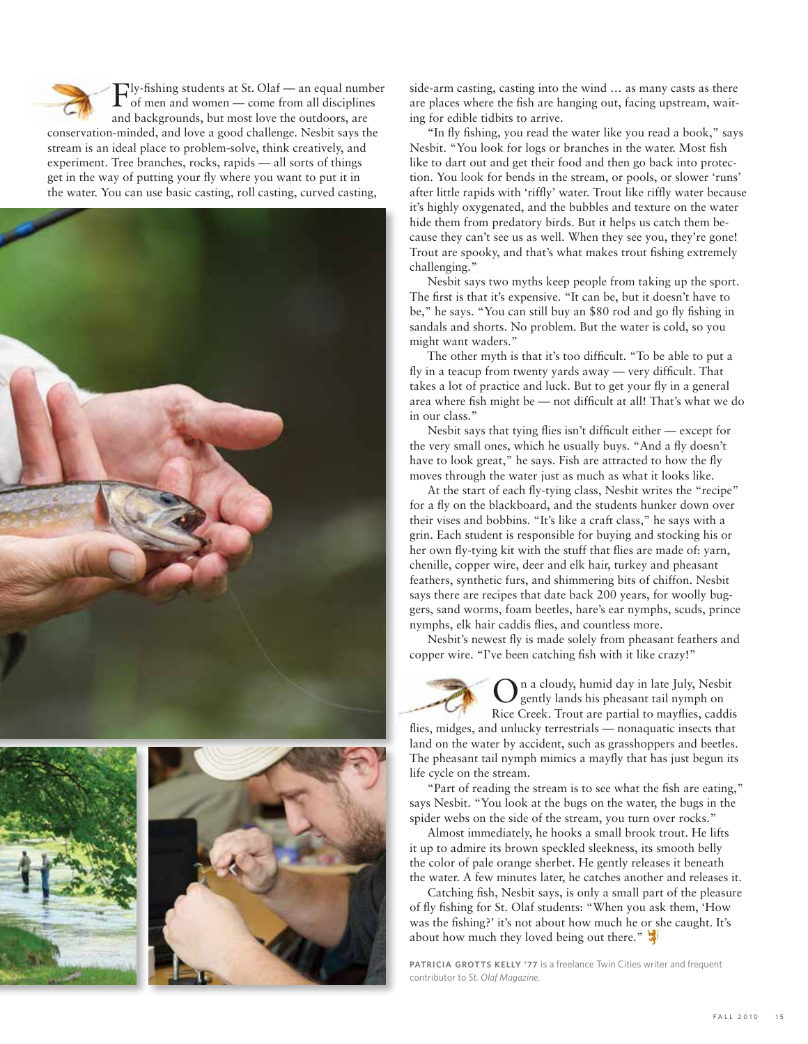Fly-fishing students at St. Olaf — an equal number of men and women — come from all disciplines and backgrounds, but most love the outdoors, are conservation-minded, and love a good challenge. Nesbit says the stream is an ideal place to problem-solve, think creatively, and experiment. Tree branches, rocks, rapids — all sorts of things get in the way of putting your fly where you want to put it in the water. You can use basic casting, roll casting, curved casting, side-arm casting, casting into the wind … as many casts as there are places where the fish are hanging out, facing upstream, waiting for edible tidbits to arrive.

"In fly fishing, you read the water like you read a book," says Nesbit. "You look for logs or branches in the water. Most fish like to dart out and get their food and then go back into protection. You look for bends in the stream, or pools, or slower 'runs' after little rapids with 'riffly' water. Trout like riffly water because it's highly oxygenated, and the bubbles and texture on the water hide them from predatory birds. But it helps us catch them because they can't see us as well. When they see you, they're gone! Trout are spooky, and that's what makes trout fishing extremely challenging."

Nesbit says two myths keep people from taking up the sport. The first is that it's expensive. "It can be, but it doesn't have to be," he says. "You can still buy an $80 rod and go fly fishing in sandals and shorts. No problem. But the water is cold, so you might want waders."

The other myth is that it's too difficult. "To be able to put a fly in a teacup from twenty yards away — very difficult. That takes a lot of practice and luck. But to get your fly in a general area where fish might be — not difficult at all! That's what we do in our class."

Nesbit says that tying flies isn't difficult either — except for the very small ones, which he usually buys. "And a fly doesn't have to look great," he says. Fish are attracted to how the fly moves through the water just as much as what it looks like.

At the start of each fly-tying class, Nesbit writes the "recipe" for a fly on the blackboard, and the students hunker down over their vises and bobbins. "It's like a craft class," he says with a grin. Each student is responsible for buying and stocking his or her own fly-tying kit with the stuff that flies are made of: yarn, chenille, copper wire, deer and elk hair, turkey and pheasant feathers, synthetic furs, and shimmering bits of chiffon. Nesbit says there are recipes that date back 200 years, for woolly buggers, sand worms, foam beetles, hare's ear nymphs, scuds, prince nymphs, elk hair caddis flies, and countless more.

Nesbit's newest fly is made solely from pheasant feathers and copper wire. "I've been catching fish with it like crazy!"

On a cloudy, humid day in late July, Nesbit gently lands his pheasant tail nymph on Rice Creek. Trout are partial to mayflies, caddis flies, midges, and unlucky terrestrials — nonaquatic insects that land on the water by accident, such as grasshoppers and beetles. The pheasant tail nymph mimics a mayfly that has just begun its life cycle on the stream.

"Part of reading the stream is to see what the fish are eating," says Nesbit. "You look at the bugs on the water, the bugs in the spider webs on the side of the stream, you turn over rocks."

Almost immediately, he hooks a small brook trout. He lifts it up to admire its brown speckled sleekness, its smooth belly the color of pale orange sherbet. He gently releases it beneath the water. A few minutes later, he catches another and releases it.

Catching fish, Nesbit says, is only a small part of the pleasure of fly fishing for St. Olaf students: "When you ask them, 'How was the fishing?' it's not about how much he or she caught. It's about how much they loved being out there."

**PATRICIA GROTTS KELLY '77** is a freelance Twin Cities writer and frequent contributor to *St. Olaf Magazine.*